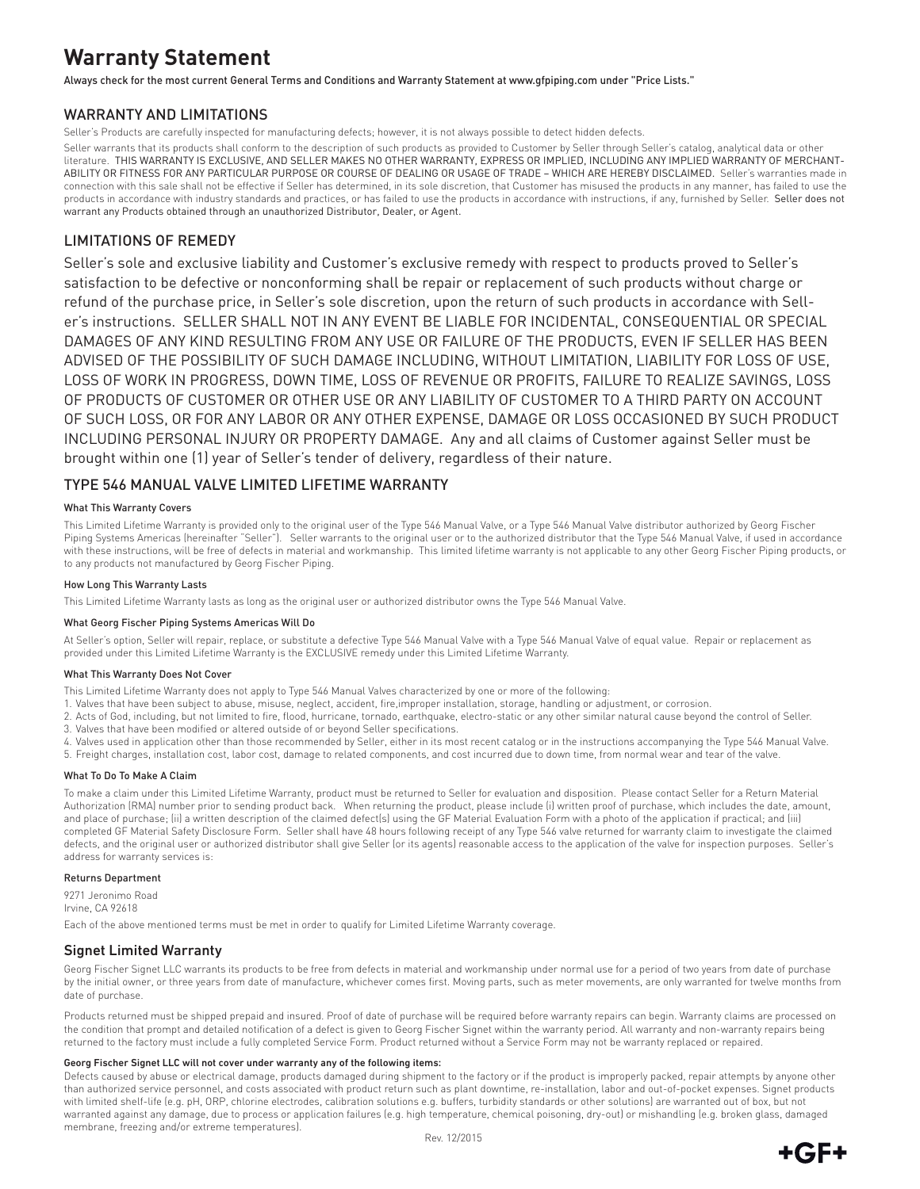# Warranty Statement

Always check for the most current General Terms and Conditions and Warranty Statement at www.gfpiping.com under "Price Lists."

## WARRANTY AND LIMITATIONS

Seller's Products are carefully inspected for manufacturing defects; however, it is not always possible to detect hidden defects.

Seller warrants that its products shall conform to the description of such products as provided to Customer by Seller through Seller's catalog, analytical data or other literature. THIS WARRANTY IS EXCLUSIVE, AND SELLER MAKES NO OTHER WARRANTY, EXPRESS OR IMPLIED, INCLUDING ANY IMPLIED WARRANTY OF MERCHANTABILITY OR FITNESS FOR ANY PARTICULAR PURPOSE OR COURSE OF DEALING OR USAGE OF TRADE – WHICH ARE HEREBY DISCLAIMED. Seller's warranties made in connection with this sale shall not be effective if Seller has determined, in its sole discretion, that Customer has misused the products in any manner, has failed to use the products in accordance with industry standards and practices, or has failed to use the products in accordance with instructions, if any, furnished by Seller. Seller does not warrant any Products obtained through an unauthorized Distributor, Dealer, or Agent.

## LIMITATIONS OF REMEDY

Seller's sole and exclusive liability and Customer's exclusive remedy with respect to products proved to Seller's satisfaction to be defective or nonconforming shall be repair or replacement of such products without charge or refund of the purchase price, in Seller's sole discretion, upon the return of such products in accordance with Seller's instructions. SELLER SHALL NOT IN ANY EVENT BE LIABLE FOR INCIDENTAL, CONSEQUENTIAL OR SPECIAL DAMAGES OF ANY KIND RESULTING FROM ANY USE OR FAILURE OF THE PRODUCTS, EVEN IF SELLER HAS BEEN ADVISED OF THE POSSIBILITY OF SUCH DAMAGE INCLUDING, WITHOUT LIMITATION, LIABILITY FOR LOSS OF USE, LOSS OF WORK IN PROGRESS, DOWN TIME, LOSS OF REVENUE OR PROFITS, FAILURE TO REALIZE SAVINGS, LOSS OF PRODUCTS OF CUSTOMER OR OTHER USE OR ANY LIABILITY OF CUSTOMER TO A THIRD PARTY ON ACCOUNT OF SUCH LOSS, OR FOR ANY LABOR OR ANY OTHER EXPENSE, DAMAGE OR LOSS OCCASIONED BY SUCH PRODUCT INCLUDING PERSONAL INJURY OR PROPERTY DAMAGE. Any and all claims of Customer against Seller must be brought within one (1) year of Seller's tender of delivery, regardless of their nature.

## TYPE 546 MANUAL VALVE LIMITED LIFETIME WARRANTY

### What This Warranty Covers

This Limited Lifetime Warranty is provided only to the original user of the Type 546 Manual Valve, or a Type 546 Manual Valve distributor authorized by Georg Fischer Piping Systems Americas (hereinafter "Seller"). Seller warrants to the original user or to the authorized distributor that the Type 546 Manual Valve, if used in accordance with these instructions, will be free of defects in material and workmanship. This limited lifetime warranty is not applicable to any other Georg Fischer Piping products, or to any products not manufactured by Georg Fischer Piping.

### How Long This Warranty Lasts

This Limited Lifetime Warranty lasts as long as the original user or authorized distributor owns the Type 546 Manual Valve.

### What Georg Fischer Piping Systems Americas Will Do

At Seller's option, Seller will repair, replace, or substitute a defective Type 546 Manual Valve with a Type 546 Manual Valve of equal value. Repair or replacement as provided under this Limited Lifetime Warranty is the EXCLUSIVE remedy under this Limited Lifetime Warranty.

### What This Warranty Does Not Cover

This Limited Lifetime Warranty does not apply to Type 546 Manual Valves characterized by one or more of the following:

1. Valves that have been subject to abuse, misuse, neglect, accident, fire,improper installation, storage, handling or adjustment, or corrosion.
2. Acts of God, including, but not limited to fire, flood, hurricane, tornado, earthquake, electro-static or any other similar natural cause beyond the control of Seller.
3. Valves that have been modified or altered outside of or beyond Seller specifications.
4. Valves used in application other than those recommended by Seller, either in its most recent catalog or in the instructions accompanying the Type 546 Manual Valve.
5. Freight charges, installation cost, labor cost, damage to related components, and cost incurred due to down time, from normal wear and tear of the valve.

### What To Do To Make A Claim

To make a claim under this Limited Lifetime Warranty, product must be returned to Seller for evaluation and disposition. Please contact Seller for a Return Material Authorization (RMA) number prior to sending product back. When returning the product, please include (i) written proof of purchase, which includes the date, amount, and place of purchase; (ii) a written description of the claimed defect(s) using the GF Material Evaluation Form with a photo of the application if practical; and (iii) completed GF Material Safety Disclosure Form. Seller shall have 48 hours following receipt of any Type 546 valve returned for warranty claim to investigate the claimed defects, and the original user or authorized distributor shall give Seller (or its agents) reasonable access to the application of the valve for inspection purposes. Seller's address for warranty services is:

Returns Department

9271 Jeronimo Road
Irvine, CA 92618

Each of the above mentioned terms must be met in order to qualify for Limited Lifetime Warranty coverage.

## Signet Limited Warranty

Georg Fischer Signet LLC warrants its products to be free from defects in material and workmanship under normal use for a period of two years from date of purchase by the initial owner, or three years from date of manufacture, whichever comes first. Moving parts, such as meter movements, are only warranted for twelve months from date of purchase.

Products returned must be shipped prepaid and insured. Proof of date of purchase will be required before warranty repairs can begin. Warranty claims are processed on the condition that prompt and detailed notification of a defect is given to Georg Fischer Signet within the warranty period. All warranty and non-warranty repairs being returned to the factory must include a fully completed Service Form. Product returned without a Service Form may not be warranty replaced or repaired.

**Georg Fischer Signet LLC will not cover under warranty any of the following items:**

Defects caused by abuse or electrical damage, products damaged during shipment to the factory or if the product is improperly packed, repair attempts by anyone other than authorized service personnel, and costs associated with product return such as plant downtime, re-installation, labor and out-of-pocket expenses. Signet products with limited shelf-life (e.g. pH, ORP, chlorine electrodes, calibration solutions e.g. buffers, turbidity standards or other solutions) are warranted out of box, but not warranted against any damage, due to process or application failures (e.g. high temperature, chemical poisoning, dry-out) or mishandling (e.g. broken glass, damaged membrane, freezing and/or extreme temperatures).

Rev. 12/2015

+GF+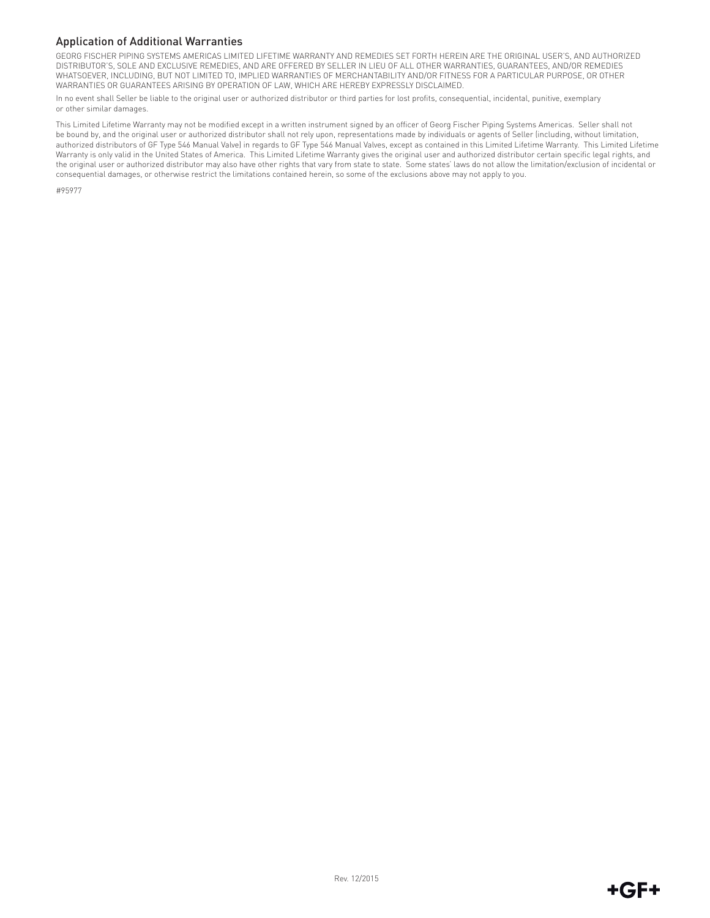## Application of Additional Warranties

GEORG FISCHER PIPING SYSTEMS AMERICAS LIMITED LIFETIME WARRANTY AND REMEDIES SET FORTH HEREIN ARE THE ORIGINAL USER'S, AND AUTHORIZED DISTRIBUTOR'S, SOLE AND EXCLUSIVE REMEDIES, AND ARE OFFERED BY SELLER IN LIEU OF ALL OTHER WARRANTIES, GUARANTEES, AND/OR REMEDIES WHATSOEVER, INCLUDING, BUT NOT LIMITED TO, IMPLIED WARRANTIES OF MERCHANTABILITY AND/OR FITNESS FOR A PARTICULAR PURPOSE, OR OTHER WARRANTIES OR GUARANTEES ARISING BY OPERATION OF LAW, WHICH ARE HEREBY EXPRESSLY DISCLAIMED.

In no event shall Seller be liable to the original user or authorized distributor or third parties for lost profits, consequential, incidental, punitive, exemplary or other similar damages.

This Limited Lifetime Warranty may not be modified except in a written instrument signed by an officer of Georg Fischer Piping Systems Americas. Seller shall not be bound by, and the original user or authorized distributor shall not rely upon, representations made by individuals or agents of Seller (including, without limitation, authorized distributors of GF Type 546 Manual Valve) in regards to GF Type 546 Manual Valves, except as contained in this Limited Lifetime Warranty. This Limited Lifetime Warranty is only valid in the United States of America. This Limited Lifetime Warranty gives the original user and authorized distributor certain specific legal rights, and the original user or authorized distributor may also have other rights that vary from state to state. Some states' laws do not allow the limitation/exclusion of incidental or consequential damages, or otherwise restrict the limitations contained herein, so some of the exclusions above may not apply to you.

#95977

Rev. 12/2015

+GF+